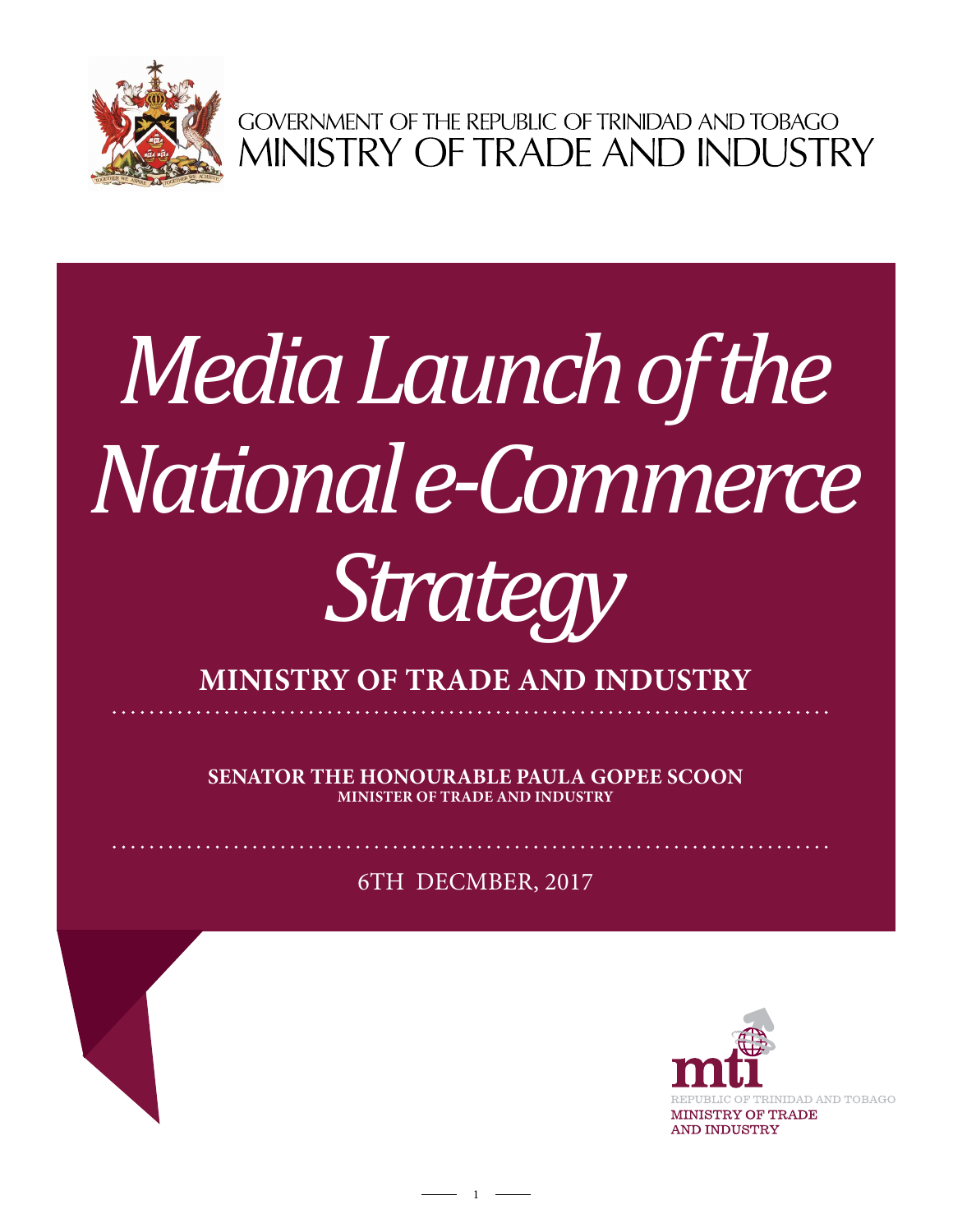GOVERNMENT OF THE REPUBLIC OF TRINIDAD AND TOBAGO
MINISTRY OF TRADE AND INDUSTRY

# *Media Launch of the National e-Commerce Strategy*

## MINISTRY OF TRADE AND INDUSTRY

**SENATOR THE HONOURABLE PAULA GOPEE SCOON**
**MINISTER OF TRADE AND INDUSTRY**

6TH DECMBER, 2017

REPUBLIC OF TRINIDAD AND TOBAGO
MINISTRY OF TRADE AND INDUSTRY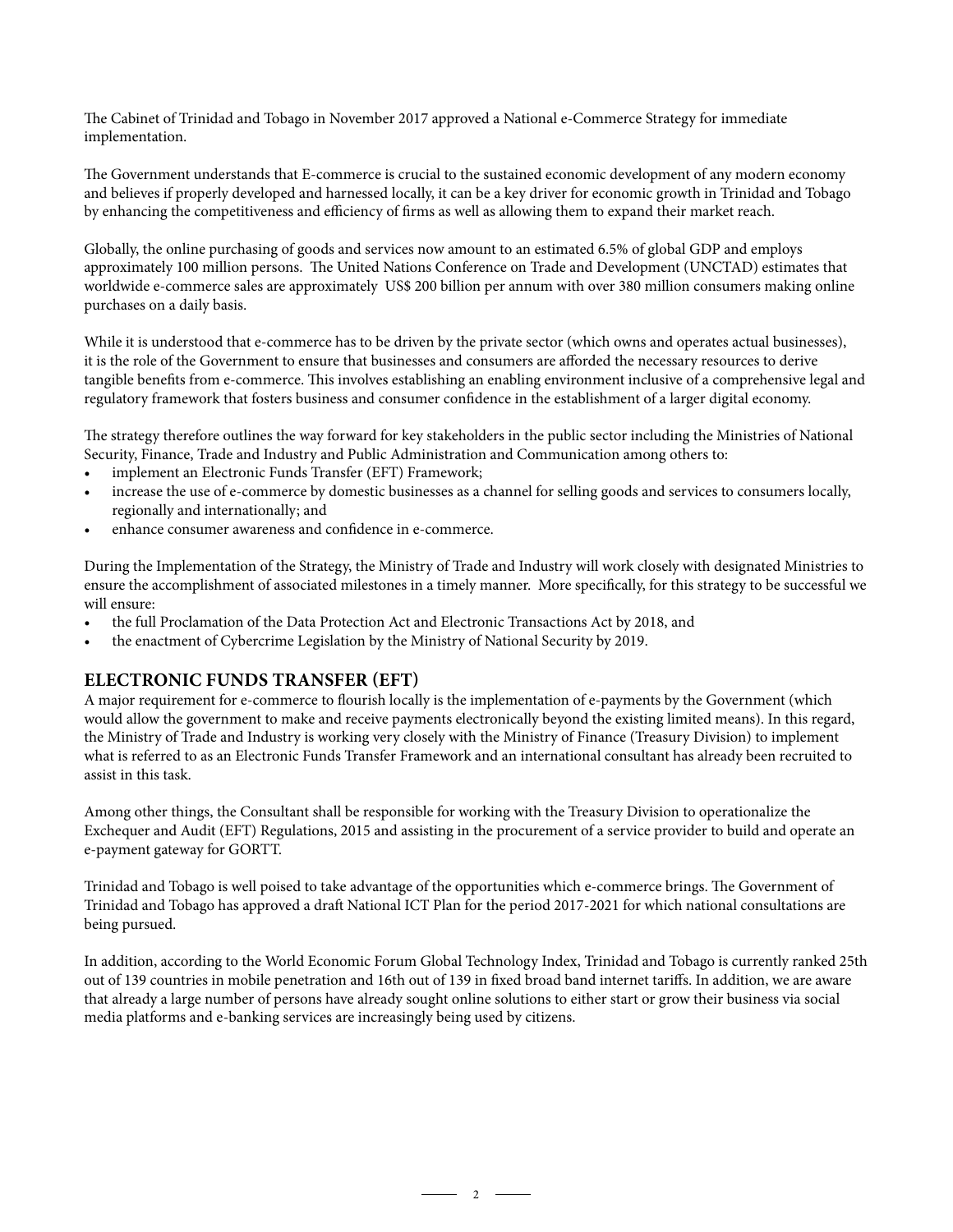The Cabinet of Trinidad and Tobago in November 2017 approved a National e-Commerce Strategy for immediate implementation.

The Government understands that E-commerce is crucial to the sustained economic development of any modern economy and believes if properly developed and harnessed locally, it can be a key driver for economic growth in Trinidad and Tobago by enhancing the competitiveness and efficiency of firms as well as allowing them to expand their market reach.

Globally, the online purchasing of goods and services now amount to an estimated 6.5% of global GDP and employs approximately 100 million persons. The United Nations Conference on Trade and Development (UNCTAD) estimates that worldwide e-commerce sales are approximately US$ 200 billion per annum with over 380 million consumers making online purchases on a daily basis.

While it is understood that e-commerce has to be driven by the private sector (which owns and operates actual businesses), it is the role of the Government to ensure that businesses and consumers are afforded the necessary resources to derive tangible benefits from e-commerce. This involves establishing an enabling environment inclusive of a comprehensive legal and regulatory framework that fosters business and consumer confidence in the establishment of a larger digital economy.

The strategy therefore outlines the way forward for key stakeholders in the public sector including the Ministries of National Security, Finance, Trade and Industry and Public Administration and Communication among others to:

- implement an Electronic Funds Transfer (EFT) Framework;
- increase the use of e-commerce by domestic businesses as a channel for selling goods and services to consumers locally, regionally and internationally; and
- enhance consumer awareness and confidence in e-commerce.

During the Implementation of the Strategy, the Ministry of Trade and Industry will work closely with designated Ministries to ensure the accomplishment of associated milestones in a timely manner. More specifically, for this strategy to be successful we will ensure:

- the full Proclamation of the Data Protection Act and Electronic Transactions Act by 2018, and
- the enactment of Cybercrime Legislation by the Ministry of National Security by 2019.

## ELECTRONIC FUNDS TRANSFER (EFT)

A major requirement for e-commerce to flourish locally is the implementation of e-payments by the Government (which would allow the government to make and receive payments electronically beyond the existing limited means). In this regard, the Ministry of Trade and Industry is working very closely with the Ministry of Finance (Treasury Division) to implement what is referred to as an Electronic Funds Transfer Framework and an international consultant has already been recruited to assist in this task.

Among other things, the Consultant shall be responsible for working with the Treasury Division to operationalize the Exchequer and Audit (EFT) Regulations, 2015 and assisting in the procurement of a service provider to build and operate an e-payment gateway for GORTT.

Trinidad and Tobago is well poised to take advantage of the opportunities which e-commerce brings. The Government of Trinidad and Tobago has approved a draft National ICT Plan for the period 2017-2021 for which national consultations are being pursued.

In addition, according to the World Economic Forum Global Technology Index, Trinidad and Tobago is currently ranked 25th out of 139 countries in mobile penetration and 16th out of 139 in fixed broad band internet tariffs. In addition, we are aware that already a large number of persons have already sought online solutions to either start or grow their business via social media platforms and e-banking services are increasingly being used by citizens.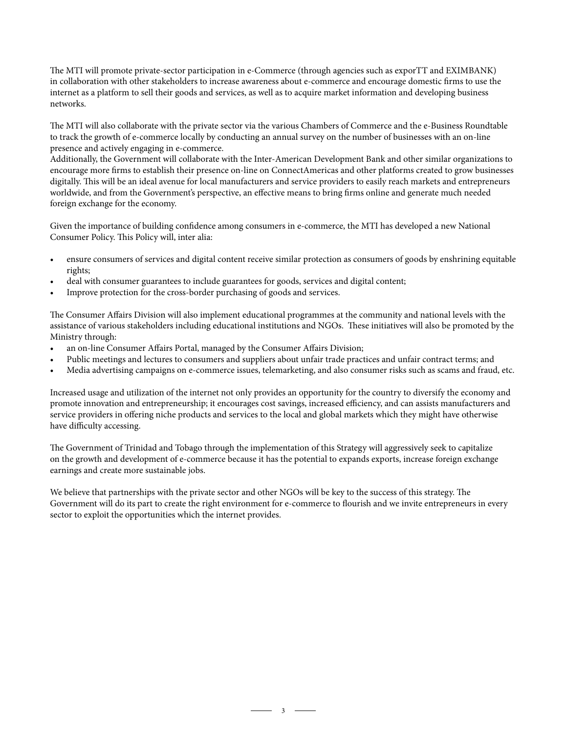The MTI will promote private-sector participation in e-Commerce (through agencies such as exporTT and EXIMBANK) in collaboration with other stakeholders to increase awareness about e-commerce and encourage domestic firms to use the internet as a platform to sell their goods and services, as well as to acquire market information and developing business networks.

The MTI will also collaborate with the private sector via the various Chambers of Commerce and the e-Business Roundtable to track the growth of e-commerce locally by conducting an annual survey on the number of businesses with an on-line presence and actively engaging in e-commerce.
Additionally, the Government will collaborate with the Inter-American Development Bank and other similar organizations to encourage more firms to establish their presence on-line on ConnectAmericas and other platforms created to grow businesses digitally. This will be an ideal avenue for local manufacturers and service providers to easily reach markets and entrepreneurs worldwide, and from the Government's perspective, an effective means to bring firms online and generate much needed foreign exchange for the economy.

Given the importance of building confidence among consumers in e-commerce, the MTI has developed a new National Consumer Policy. This Policy will, inter alia:

- ensure consumers of services and digital content receive similar protection as consumers of goods by enshrining equitable rights;
- deal with consumer guarantees to include guarantees for goods, services and digital content;
- Improve protection for the cross-border purchasing of goods and services.

The Consumer Affairs Division will also implement educational programmes at the community and national levels with the assistance of various stakeholders including educational institutions and NGOs. These initiatives will also be promoted by the Ministry through:

- an on-line Consumer Affairs Portal, managed by the Consumer Affairs Division;
- Public meetings and lectures to consumers and suppliers about unfair trade practices and unfair contract terms; and
- Media advertising campaigns on e-commerce issues, telemarketing, and also consumer risks such as scams and fraud, etc.

Increased usage and utilization of the internet not only provides an opportunity for the country to diversify the economy and promote innovation and entrepreneurship; it encourages cost savings, increased efficiency, and can assists manufacturers and service providers in offering niche products and services to the local and global markets which they might have otherwise have difficulty accessing.

The Government of Trinidad and Tobago through the implementation of this Strategy will aggressively seek to capitalize on the growth and development of e-commerce because it has the potential to expands exports, increase foreign exchange earnings and create more sustainable jobs.

We believe that partnerships with the private sector and other NGOs will be key to the success of this strategy. The Government will do its part to create the right environment for e-commerce to flourish and we invite entrepreneurs in every sector to exploit the opportunities which the internet provides.